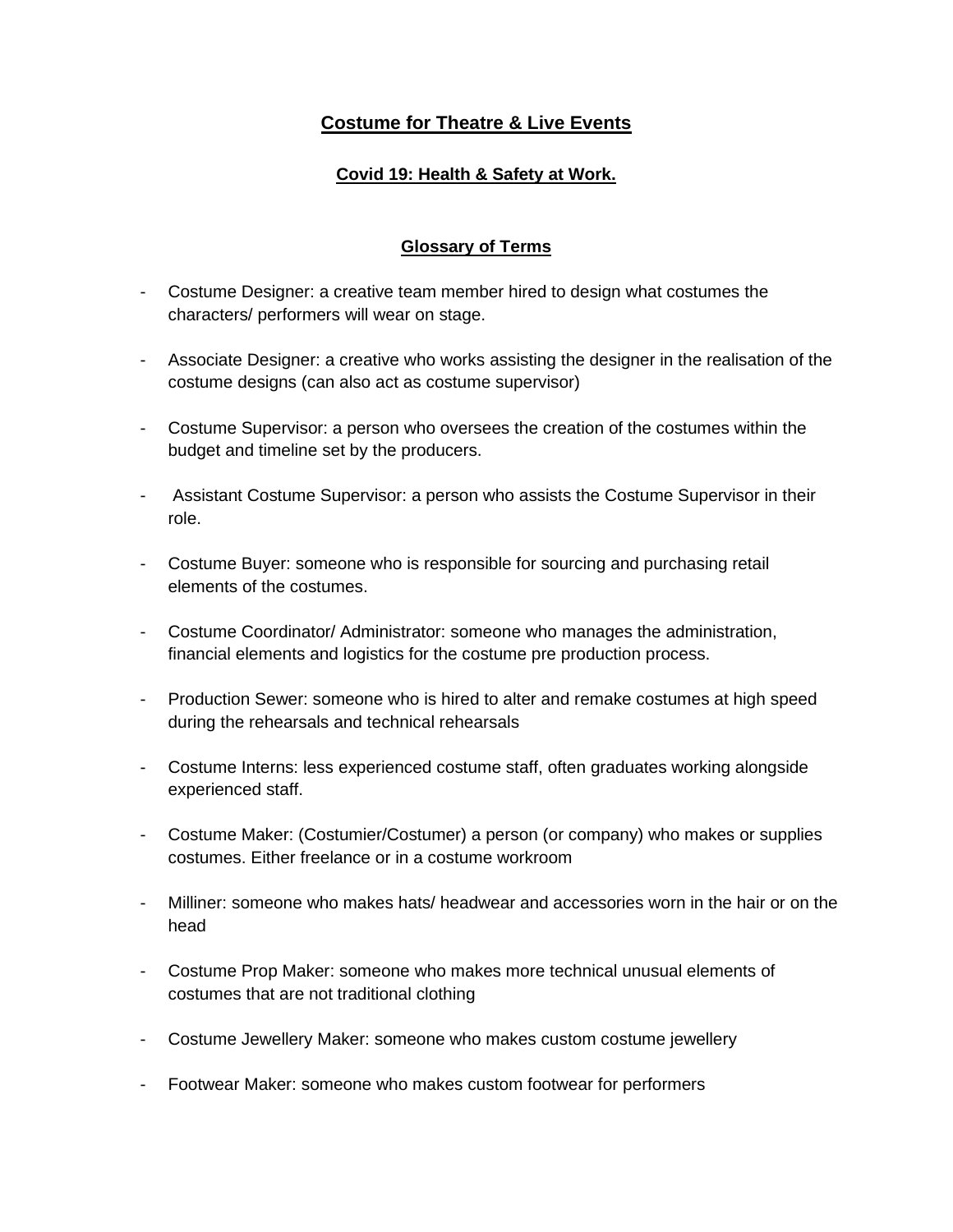# Costume for Theatre & Live Events

## Covid 19: Health & Safety at Work.

### Glossary of Terms

- Costume Designer: a creative team member hired to design what costumes the characters/ performers will wear on stage.
- Associate Designer: a creative who works assisting the designer in the realisation of the costume designs (can also act as costume supervisor)
- Costume Supervisor: a person who oversees the creation of the costumes within the budget and timeline set by the producers.
- Assistant Costume Supervisor: a person who assists the Costume Supervisor in their role.
- Costume Buyer: someone who is responsible for sourcing and purchasing retail elements of the costumes.
- Costume Coordinator/ Administrator: someone who manages the administration, financial elements and logistics for the costume pre production process.
- Production Sewer: someone who is hired to alter and remake costumes at high speed during the rehearsals and technical rehearsals
- Costume Interns: less experienced costume staff, often graduates working alongside experienced staff.
- Costume Maker: (Costumier/Costumer) a person (or company) who makes or supplies costumes. Either freelance or in a costume workroom
- Milliner: someone who makes hats/ headwear and accessories worn in the hair or on the head
- Costume Prop Maker: someone who makes more technical unusual elements of costumes that are not traditional clothing
- Costume Jewellery Maker: someone who makes custom costume jewellery
- Footwear Maker: someone who makes custom footwear for performers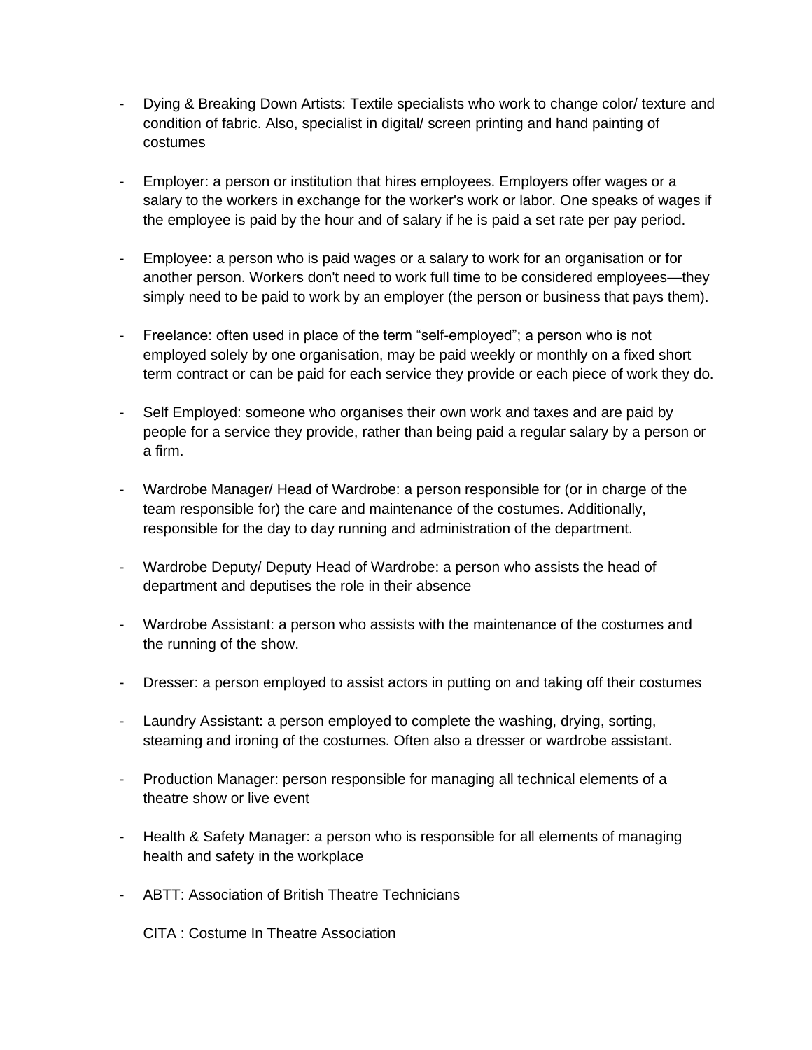- Dying & Breaking Down Artists: Textile specialists who work to change color/ texture and condition of fabric. Also, specialist in digital/ screen printing and hand painting of costumes

- Employer: a person or institution that hires employees. Employers offer wages or a salary to the workers in exchange for the worker's work or labor. One speaks of wages if the employee is paid by the hour and of salary if he is paid a set rate per pay period.

- Employee: a person who is paid wages or a salary to work for an organisation or for another person. Workers don't need to work full time to be considered employees—they simply need to be paid to work by an employer (the person or business that pays them).

- Freelance: often used in place of the term "self-employed"; a person who is not employed solely by one organisation, may be paid weekly or monthly on a fixed short term contract or can be paid for each service they provide or each piece of work they do.

- Self Employed: someone who organises their own work and taxes and are paid by people for a service they provide, rather than being paid a regular salary by a person or a firm.

- Wardrobe Manager/ Head of Wardrobe: a person responsible for (or in charge of the team responsible for) the care and maintenance of the costumes. Additionally, responsible for the day to day running and administration of the department.

- Wardrobe Deputy/ Deputy Head of Wardrobe: a person who assists the head of department and deputises the role in their absence

- Wardrobe Assistant: a person who assists with the maintenance of the costumes and the running of the show.

- Dresser: a person employed to assist actors in putting on and taking off their costumes

- Laundry Assistant: a person employed to complete the washing, drying, sorting, steaming and ironing of the costumes. Often also a dresser or wardrobe assistant.

- Production Manager: person responsible for managing all technical elements of a theatre show or live event

- Health & Safety Manager: a person who is responsible for all elements of managing health and safety in the workplace

- ABTT: Association of British Theatre Technicians

  CITA : Costume In Theatre Association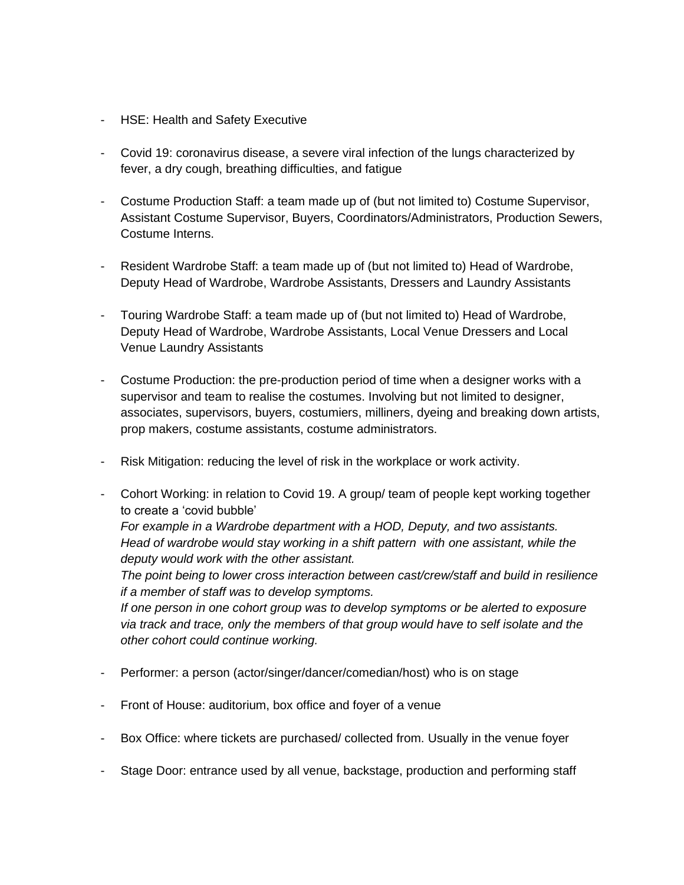- HSE: Health and Safety Executive

- Covid 19: coronavirus disease, a severe viral infection of the lungs characterized by fever, a dry cough, breathing difficulties, and fatigue

- Costume Production Staff: a team made up of (but not limited to) Costume Supervisor, Assistant Costume Supervisor, Buyers, Coordinators/Administrators, Production Sewers, Costume Interns.

- Resident Wardrobe Staff: a team made up of (but not limited to) Head of Wardrobe, Deputy Head of Wardrobe, Wardrobe Assistants, Dressers and Laundry Assistants

- Touring Wardrobe Staff: a team made up of (but not limited to) Head of Wardrobe, Deputy Head of Wardrobe, Wardrobe Assistants, Local Venue Dressers and Local Venue Laundry Assistants

- Costume Production: the pre-production period of time when a designer works with a supervisor and team to realise the costumes. Involving but not limited to designer, associates, supervisors, buyers, costumiers, milliners, dyeing and breaking down artists, prop makers, costume assistants, costume administrators.

- Risk Mitigation: reducing the level of risk in the workplace or work activity.

- Cohort Working: in relation to Covid 19. A group/ team of people kept working together to create a 'covid bubble'
  *For example in a Wardrobe department with a HOD, Deputy, and two assistants. Head of wardrobe would stay working in a shift pattern with one assistant, while the deputy would work with the other assistant.*
  *The point being to lower cross interaction between cast/crew/staff and build in resilience if a member of staff was to develop symptoms.*
  *If one person in one cohort group was to develop symptoms or be alerted to exposure via track and trace, only the members of that group would have to self isolate and the other cohort could continue working.*

- Performer: a person (actor/singer/dancer/comedian/host) who is on stage

- Front of House: auditorium, box office and foyer of a venue

- Box Office: where tickets are purchased/ collected from. Usually in the venue foyer

- Stage Door: entrance used by all venue, backstage, production and performing staff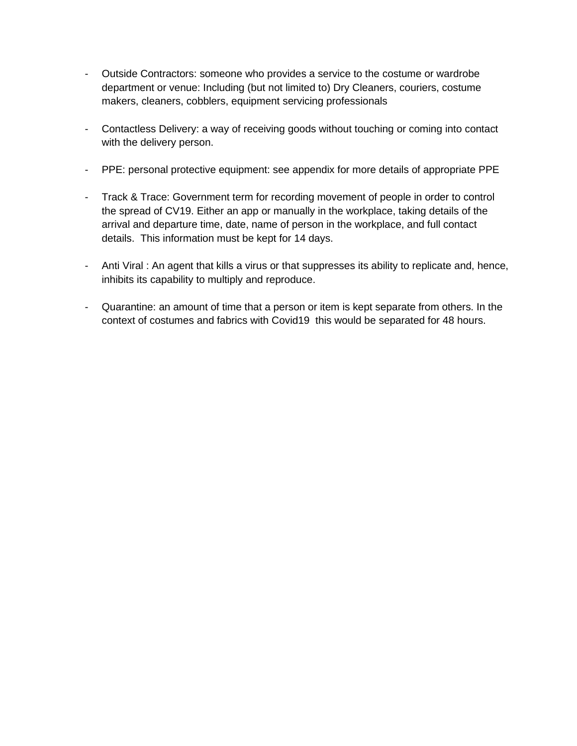- Outside Contractors: someone who provides a service to the costume or wardrobe department or venue: Including (but not limited to) Dry Cleaners, couriers, costume makers, cleaners, cobblers, equipment servicing professionals

- Contactless Delivery: a way of receiving goods without touching or coming into contact with the delivery person.

- PPE: personal protective equipment: see appendix for more details of appropriate PPE

- Track & Trace: Government term for recording movement of people in order to control the spread of CV19. Either an app or manually in the workplace, taking details of the arrival and departure time, date, name of person in the workplace, and full contact details. This information must be kept for 14 days.

- Anti Viral : An agent that kills a virus or that suppresses its ability to replicate and, hence, inhibits its capability to multiply and reproduce.

- Quarantine: an amount of time that a person or item is kept separate from others. In the context of costumes and fabrics with Covid19 this would be separated for 48 hours.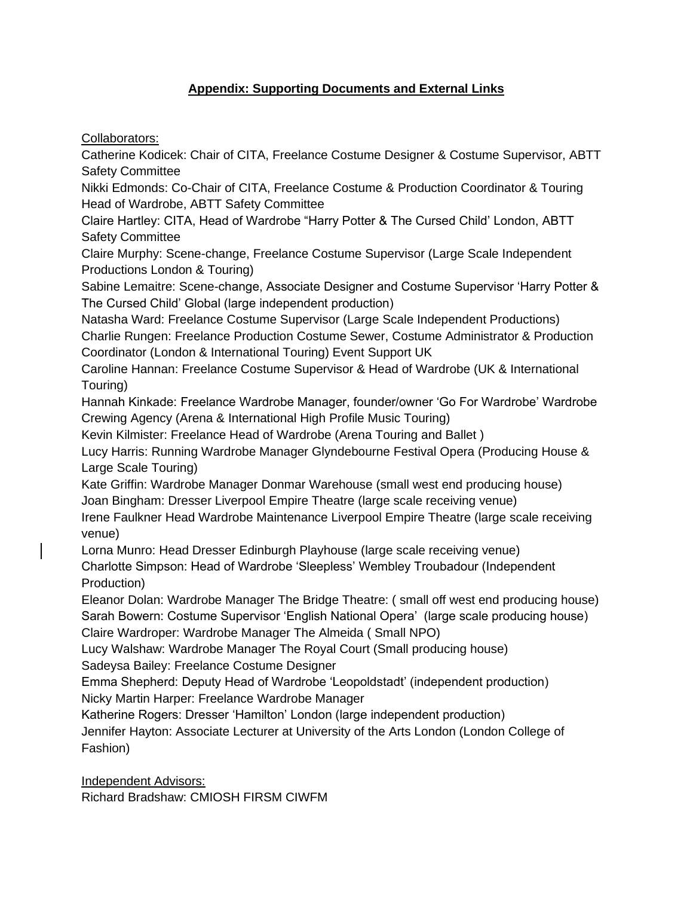## **Appendix: Supporting Documents and External Links**

Collaborators:

Catherine Kodicek: Chair of CITA, Freelance Costume Designer & Costume Supervisor, ABTT Safety Committee

Nikki Edmonds: Co-Chair of CITA, Freelance Costume & Production Coordinator & Touring Head of Wardrobe, ABTT Safety Committee

Claire Hartley: CITA, Head of Wardrobe "Harry Potter & The Cursed Child' London, ABTT Safety Committee

Claire Murphy: Scene-change, Freelance Costume Supervisor (Large Scale Independent Productions London & Touring)

Sabine Lemaitre: Scene-change, Associate Designer and Costume Supervisor 'Harry Potter & The Cursed Child' Global (large independent production)

Natasha Ward: Freelance Costume Supervisor (Large Scale Independent Productions)

Charlie Rungen: Freelance Production Costume Sewer, Costume Administrator & Production Coordinator (London & International Touring) Event Support UK

Caroline Hannan: Freelance Costume Supervisor & Head of Wardrobe (UK & International Touring)

Hannah Kinkade: Freelance Wardrobe Manager, founder/owner 'Go For Wardrobe' Wardrobe Crewing Agency (Arena & International High Profile Music Touring)

Kevin Kilmister: Freelance Head of Wardrobe (Arena Touring and Ballet )

Lucy Harris: Running Wardrobe Manager Glyndebourne Festival Opera (Producing House & Large Scale Touring)

Kate Griffin: Wardrobe Manager Donmar Warehouse (small west end producing house)

Joan Bingham: Dresser Liverpool Empire Theatre (large scale receiving venue)

Irene Faulkner Head Wardrobe Maintenance Liverpool Empire Theatre (large scale receiving venue)

Lorna Munro: Head Dresser Edinburgh Playhouse (large scale receiving venue)

Charlotte Simpson: Head of Wardrobe 'Sleepless' Wembley Troubadour (Independent Production)

Eleanor Dolan: Wardrobe Manager The Bridge Theatre: ( small off west end producing house)

Sarah Bowern: Costume Supervisor 'English National Opera' (large scale producing house)

Claire Wardroper: Wardrobe Manager The Almeida ( Small NPO)

Lucy Walshaw: Wardrobe Manager The Royal Court (Small producing house)

Sadeysa Bailey: Freelance Costume Designer

Emma Shepherd: Deputy Head of Wardrobe 'Leopoldstadt' (independent production)

Nicky Martin Harper: Freelance Wardrobe Manager

Katherine Rogers: Dresser 'Hamilton' London (large independent production)

Jennifer Hayton: Associate Lecturer at University of the Arts London (London College of Fashion)

Independent Advisors:

Richard Bradshaw: CMIOSH FIRSM CIWFM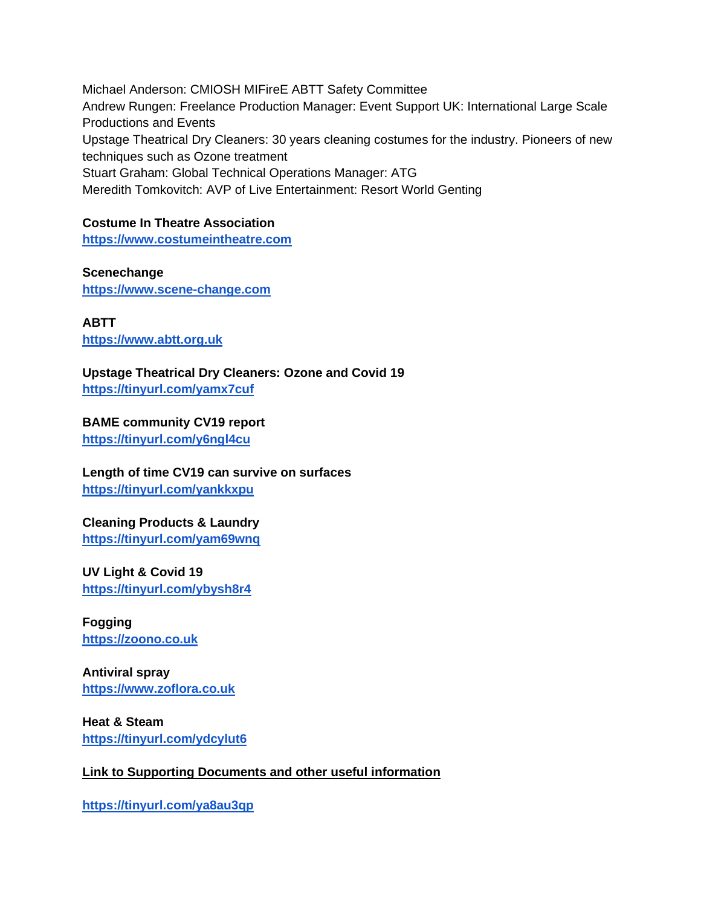Michael Anderson: CMIOSH MIFireE ABTT Safety Committee
Andrew Rungen: Freelance Production Manager: Event Support UK: International Large Scale Productions and Events
Upstage Theatrical Dry Cleaners: 30 years cleaning costumes for the industry. Pioneers of new techniques such as Ozone treatment
Stuart Graham: Global Technical Operations Manager: ATG
Meredith Tomkovitch: AVP of Live Entertainment: Resort World Genting

**Costume In Theatre Association**
**https://www.costumeintheatre.com**

**Scenechange**
**https://www.scene-change.com**

**ABTT**
**https://www.abtt.org.uk**

**Upstage Theatrical Dry Cleaners: Ozone and Covid 19**
**https://tinyurl.com/yamx7cuf**

**BAME community CV19 report**
**https://tinyurl.com/y6ngl4cu**

**Length of time CV19 can survive on surfaces**
**https://tinyurl.com/yankkxpu**

**Cleaning Products & Laundry**
**https://tinyurl.com/yam69wnq**

**UV Light & Covid 19**
**https://tinyurl.com/ybysh8r4**

**Fogging**
**https://zoono.co.uk**

**Antiviral spray**
**https://www.zoflora.co.uk**

**Heat & Steam**
**https://tinyurl.com/ydcylut6**

**Link to Supporting Documents and other useful information**

**https://tinyurl.com/ya8au3qp**